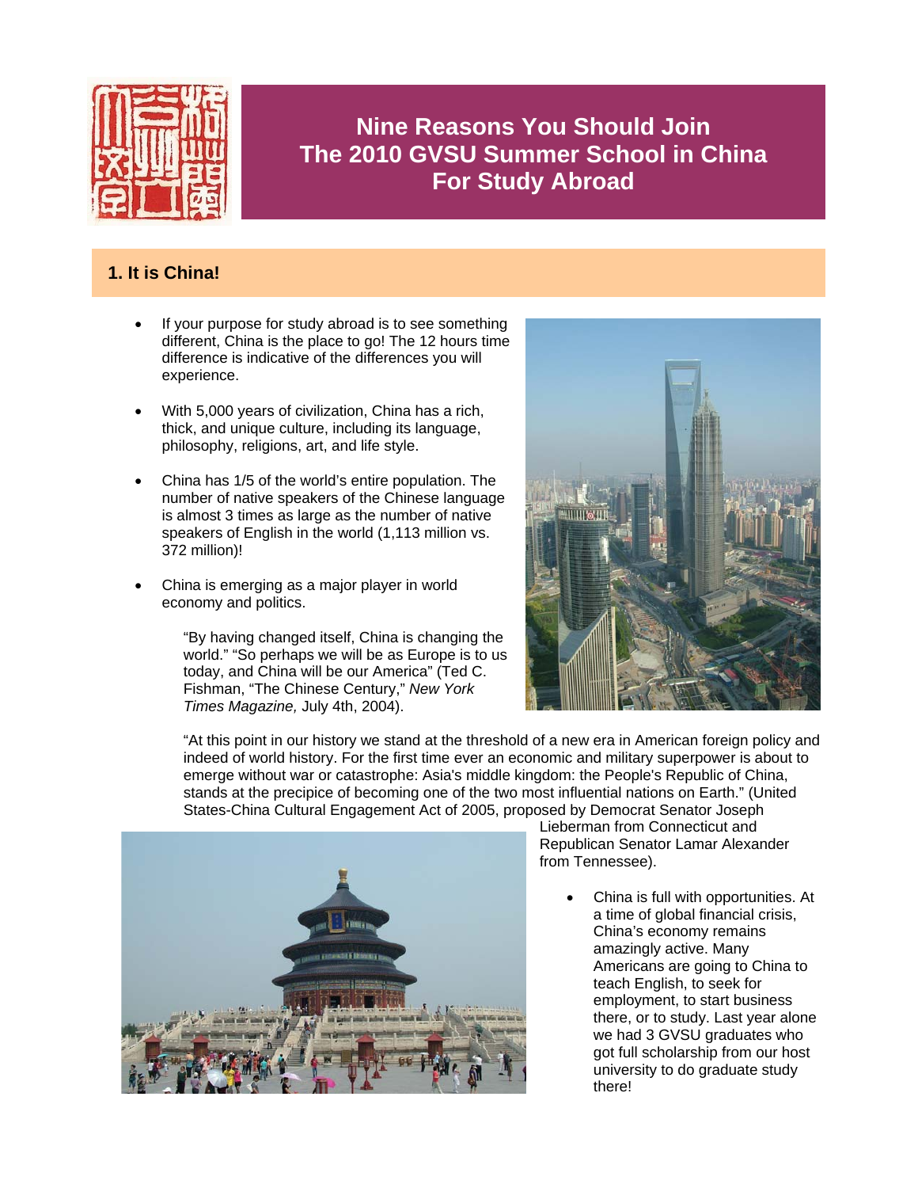# Nine Reasons You Should Join The 2010 GVSU Summer School in China For Study Abroad

## 1. It is China!

- If your purpose for study abroad is to see something different, China is the place to go! The 12 hours time difference is indicative of the differences you will experience.

- With 5,000 years of civilization, China has a rich, thick, and unique culture, including its language, philosophy, religions, art, and life style.

- China has 1/5 of the world's entire population. The number of native speakers of the Chinese language is almost 3 times as large as the number of native speakers of English in the world (1,113 million vs. 372 million)!

- China is emerging as a major player in world economy and politics.

> "By having changed itself, China is changing the world." "So perhaps we will be as Europe is to us today, and China will be our America" (Ted C. Fishman, "The Chinese Century," *New York Times Magazine,* July 4th, 2004).

> "At this point in our history we stand at the threshold of a new era in American foreign policy and indeed of world history. For the first time ever an economic and military superpower is about to emerge without war or catastrophe: Asia's middle kingdom: the People's Republic of China, stands at the precipice of becoming one of the two most influential nations on Earth." (United States-China Cultural Engagement Act of 2005, proposed by Democrat Senator Joseph Lieberman from Connecticut and Republican Senator Lamar Alexander from Tennessee).

- China is full with opportunities. At a time of global financial crisis, China's economy remains amazingly active. Many Americans are going to China to teach English, to seek for employment, to start business there, or to study. Last year alone we had 3 GVSU graduates who got full scholarship from our host university to do graduate study there!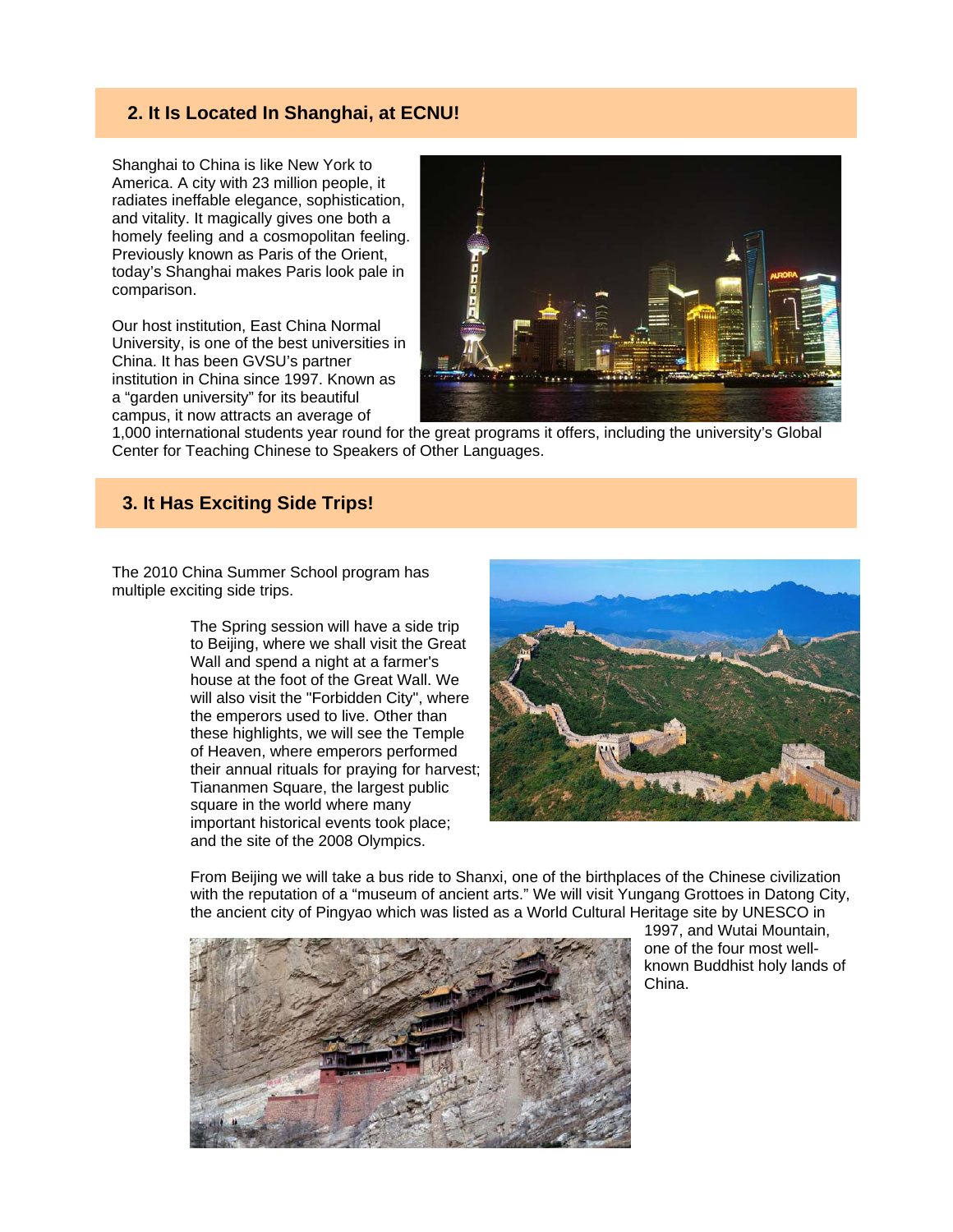## 2. It Is Located In Shanghai, at ECNU!

Shanghai to China is like New York to America. A city with 23 million people, it radiates ineffable elegance, sophistication, and vitality. It magically gives one both a homely feeling and a cosmopolitan feeling. Previously known as Paris of the Orient, today's Shanghai makes Paris look pale in comparison.

Our host institution, East China Normal University, is one of the best universities in China. It has been GVSU's partner institution in China since 1997. Known as a "garden university" for its beautiful campus, it now attracts an average of 1,000 international students year round for the great programs it offers, including the university's Global Center for Teaching Chinese to Speakers of Other Languages.

## 3. It Has Exciting Side Trips!

The 2010 China Summer School program has multiple exciting side trips.

The Spring session will have a side trip to Beijing, where we shall visit the Great Wall and spend a night at a farmer's house at the foot of the Great Wall. We will also visit the "Forbidden City", where the emperors used to live. Other than these highlights, we will see the Temple of Heaven, where emperors performed their annual rituals for praying for harvest; Tiananmen Square, the largest public square in the world where many important historical events took place; and the site of the 2008 Olympics.

From Beijing we will take a bus ride to Shanxi, one of the birthplaces of the Chinese civilization with the reputation of a "museum of ancient arts." We will visit Yungang Grottoes in Datong City, the ancient city of Pingyao which was listed as a World Cultural Heritage site by UNESCO in 1997, and Wutai Mountain, one of the four most well-known Buddhist holy lands of China.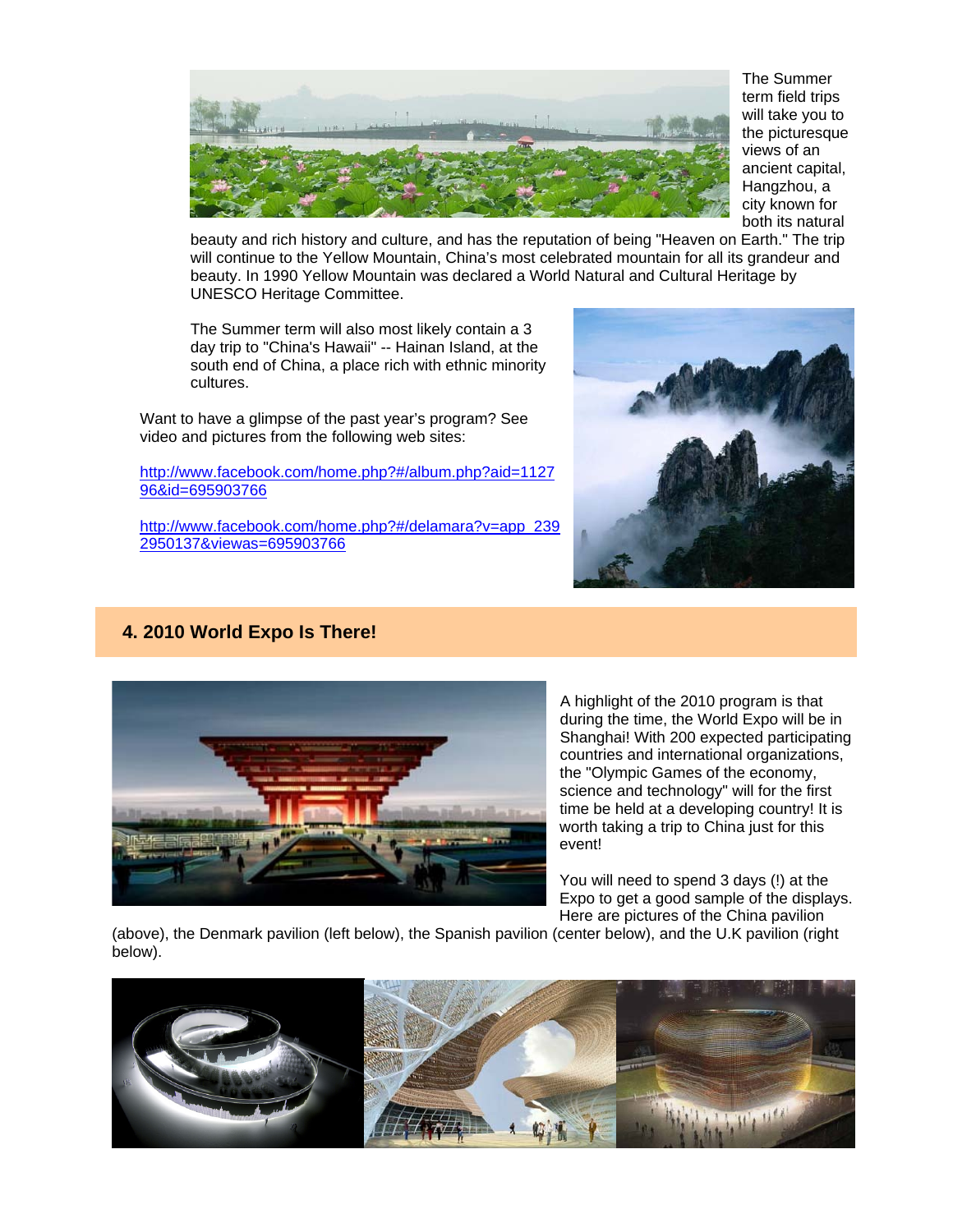The Summer term field trips will take you to the picturesque views of an ancient capital, Hangzhou, a city known for both its natural beauty and rich history and culture, and has the reputation of being "Heaven on Earth." The trip will continue to the Yellow Mountain, China's most celebrated mountain for all its grandeur and beauty. In 1990 Yellow Mountain was declared a World Natural and Cultural Heritage by UNESCO Heritage Committee.

The Summer term will also most likely contain a 3 day trip to "China's Hawaii" -- Hainan Island, at the south end of China, a place rich with ethnic minority cultures.

Want to have a glimpse of the past year's program? See video and pictures from the following web sites:

http://www.facebook.com/home.php?#/album.php?aid=112796&id=695903766

http://www.facebook.com/home.php?#/delamara?v=app_2392950137&viewas=695903766

## 4. 2010 World Expo Is There!

A highlight of the 2010 program is that during the time, the World Expo will be in Shanghai! With 200 expected participating countries and international organizations, the "Olympic Games of the economy, science and technology" will for the first time be held at a developing country! It is worth taking a trip to China just for this event!

You will need to spend 3 days (!) at the Expo to get a good sample of the displays. Here are pictures of the China pavilion (above), the Denmark pavilion (left below), the Spanish pavilion (center below), and the U.K pavilion (right below).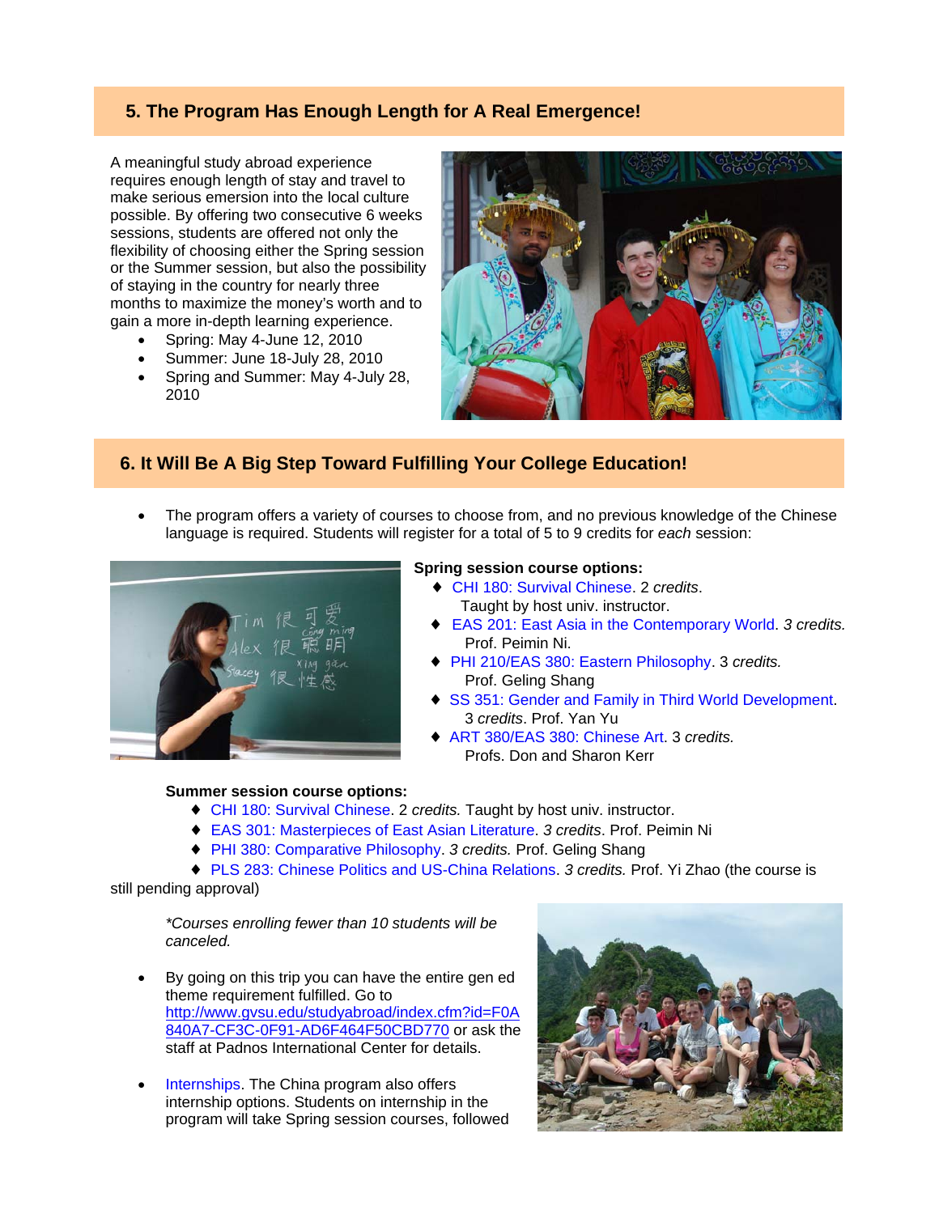## 5. The Program Has Enough Length for A Real Emergence!

A meaningful study abroad experience requires enough length of stay and travel to make serious emersion into the local culture possible. By offering two consecutive 6 weeks sessions, students are offered not only the flexibility of choosing either the Spring session or the Summer session, but also the possibility of staying in the country for nearly three months to maximize the money's worth and to gain a more in-depth learning experience.

- Spring: May 4-June 12, 2010
- Summer: June 18-July 28, 2010
- Spring and Summer: May 4-July 28, 2010

## 6. It Will Be A Big Step Toward Fulfilling Your College Education!

- The program offers a variety of courses to choose from, and no previous knowledge of the Chinese language is required. Students will register for a total of 5 to 9 credits for *each* session:

**Spring session course options:**

- ♦ CHI 180: Survival Chinese. 2 *credits*. Taught by host univ. instructor.
- ♦ EAS 201: East Asia in the Contemporary World. *3 credits.* Prof. Peimin Ni.
- ♦ PHI 210/EAS 380: Eastern Philosophy. 3 *credits.* Prof. Geling Shang
- ♦ SS 351: Gender and Family in Third World Development. 3 *credits*. Prof. Yan Yu
- ♦ ART 380/EAS 380: Chinese Art. 3 *credits.* Profs. Don and Sharon Kerr

**Summer session course options:**

- ♦ CHI 180: Survival Chinese. 2 *credits.* Taught by host univ. instructor.
- ♦ EAS 301: Masterpieces of East Asian Literature. *3 credits*. Prof. Peimin Ni
- ♦ PHI 380: Comparative Philosophy. *3 credits.* Prof. Geling Shang
- ♦ PLS 283: Chinese Politics and US-China Relations. *3 credits.* Prof. Yi Zhao (the course is still pending approval)

*\*Courses enrolling fewer than 10 students will be canceled.*

- By going on this trip you can have the entire gen ed theme requirement fulfilled. Go to http://www.gvsu.edu/studyabroad/index.cfm?id=F0A840A7-CF3C-0F91-AD6F464F50CBD770 or ask the staff at Padnos International Center for details.

- Internships. The China program also offers internship options. Students on internship in the program will take Spring session courses, followed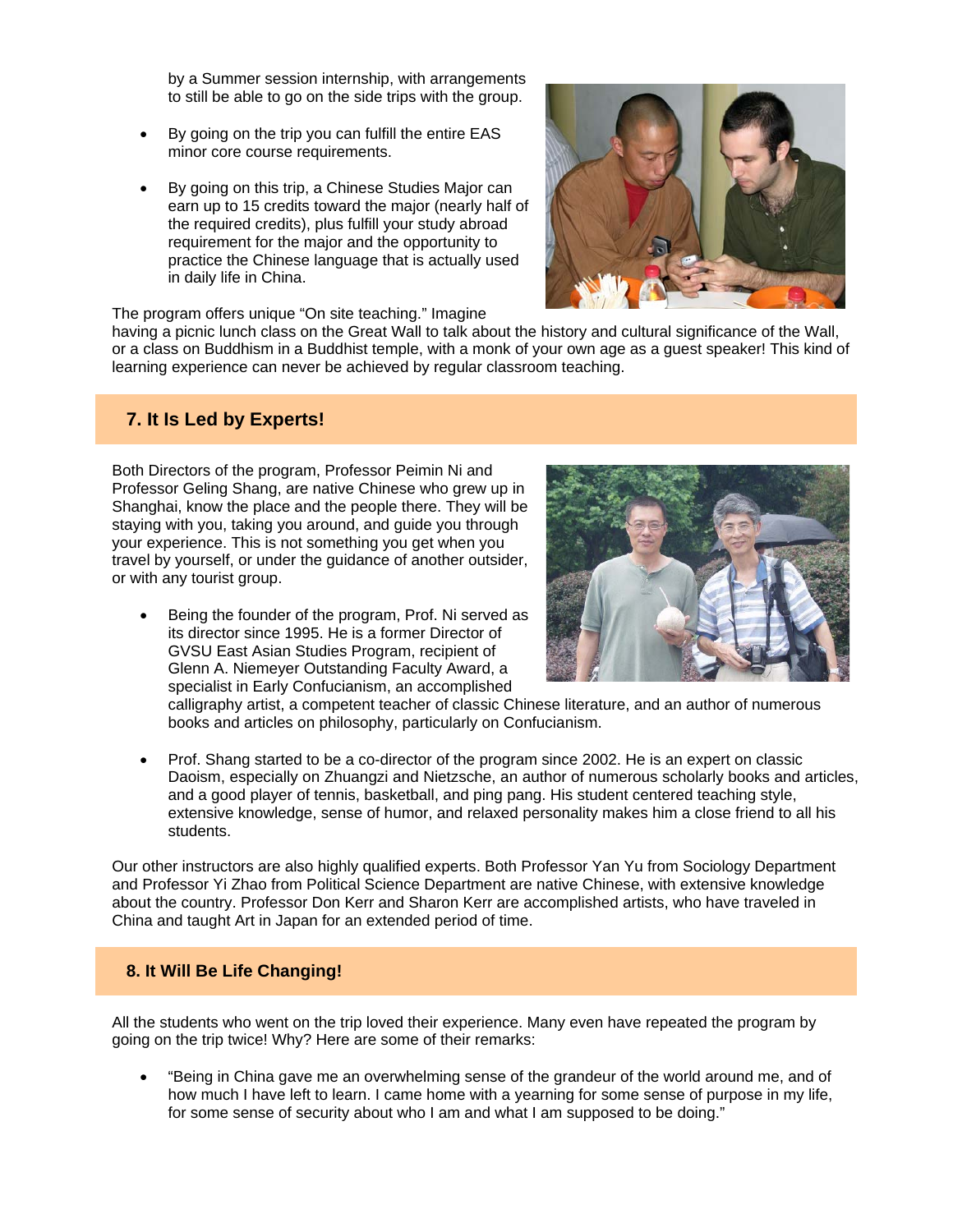by a Summer session internship, with arrangements to still be able to go on the side trips with the group.

- By going on the trip you can fulfill the entire EAS minor core course requirements.
- By going on this trip, a Chinese Studies Major can earn up to 15 credits toward the major (nearly half of the required credits), plus fulfill your study abroad requirement for the major and the opportunity to practice the Chinese language that is actually used in daily life in China.

The program offers unique "On site teaching." Imagine having a picnic lunch class on the Great Wall to talk about the history and cultural significance of the Wall, or a class on Buddhism in a Buddhist temple, with a monk of your own age as a guest speaker! This kind of learning experience can never be achieved by regular classroom teaching.

## 7. It Is Led by Experts!

Both Directors of the program, Professor Peimin Ni and Professor Geling Shang, are native Chinese who grew up in Shanghai, know the place and the people there. They will be staying with you, taking you around, and guide you through your experience. This is not something you get when you travel by yourself, or under the guidance of another outsider, or with any tourist group.

- Being the founder of the program, Prof. Ni served as its director since 1995. He is a former Director of GVSU East Asian Studies Program, recipient of Glenn A. Niemeyer Outstanding Faculty Award, a specialist in Early Confucianism, an accomplished calligraphy artist, a competent teacher of classic Chinese literature, and an author of numerous books and articles on philosophy, particularly on Confucianism.
- Prof. Shang started to be a co-director of the program since 2002. He is an expert on classic Daoism, especially on Zhuangzi and Nietzsche, an author of numerous scholarly books and articles, and a good player of tennis, basketball, and ping pang. His student centered teaching style, extensive knowledge, sense of humor, and relaxed personality makes him a close friend to all his students.

Our other instructors are also highly qualified experts. Both Professor Yan Yu from Sociology Department and Professor Yi Zhao from Political Science Department are native Chinese, with extensive knowledge about the country. Professor Don Kerr and Sharon Kerr are accomplished artists, who have traveled in China and taught Art in Japan for an extended period of time.

## 8. It Will Be Life Changing!

All the students who went on the trip loved their experience. Many even have repeated the program by going on the trip twice! Why? Here are some of their remarks:

- "Being in China gave me an overwhelming sense of the grandeur of the world around me, and of how much I have left to learn. I came home with a yearning for some sense of purpose in my life, for some sense of security about who I am and what I am supposed to be doing."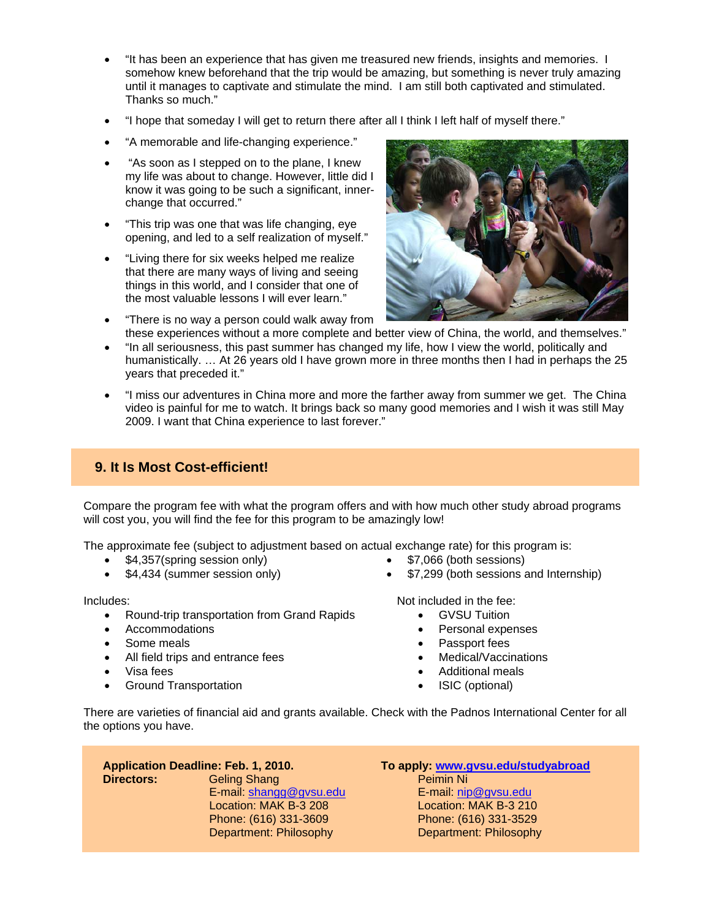- "It has been an experience that has given me treasured new friends, insights and memories. I somehow knew beforehand that the trip would be amazing, but something is never truly amazing until it manages to captivate and stimulate the mind. I am still both captivated and stimulated. Thanks so much."
- "I hope that someday I will get to return there after all I think I left half of myself there."
- "A memorable and life-changing experience."
- "As soon as I stepped on to the plane, I knew my life was about to change. However, little did I know it was going to be such a significant, inner-change that occurred."
- "This trip was one that was life changing, eye opening, and led to a self realization of myself."
- "Living there for six weeks helped me realize that there are many ways of living and seeing things in this world, and I consider that one of the most valuable lessons I will ever learn."
- "There is no way a person could walk away from these experiences without a more complete and better view of China, the world, and themselves."
- "In all seriousness, this past summer has changed my life, how I view the world, politically and humanistically. … At 26 years old I have grown more in three months then I had in perhaps the 25 years that preceded it."
- "I miss our adventures in China more and more the farther away from summer we get. The China video is painful for me to watch. It brings back so many good memories and I wish it was still May 2009. I want that China experience to last forever."

## 9. It Is Most Cost-efficient!

Compare the program fee with what the program offers and with how much other study abroad programs will cost you, you will find the fee for this program to be amazingly low!

The approximate fee (subject to adjustment based on actual exchange rate) for this program is:

- $4,357(spring session only)
- $4,434 (summer session only)
- $7,066 (both sessions)
- $7,299 (both sessions and Internship)

Includes:

- Round-trip transportation from Grand Rapids
- Accommodations
- Some meals
- All field trips and entrance fees
- Visa fees
- Ground Transportation

Not included in the fee:

- GVSU Tuition
- Personal expenses
- Passport fees
- Medical/Vaccinations
- Additional meals
- ISIC (optional)

There are varieties of financial aid and grants available. Check with the Padnos International Center for all the options you have.

**Application Deadline: Feb. 1, 2010.**

**To apply: www.gvsu.edu/studyabroad**

**Directors:**

Geling Shang
E-mail: shangg@gvsu.edu
Location: MAK B-3 208
Phone: (616) 331-3609
Department: Philosophy

Peimin Ni
E-mail: nip@gvsu.edu
Location: MAK B-3 210
Phone: (616) 331-3529
Department: Philosophy